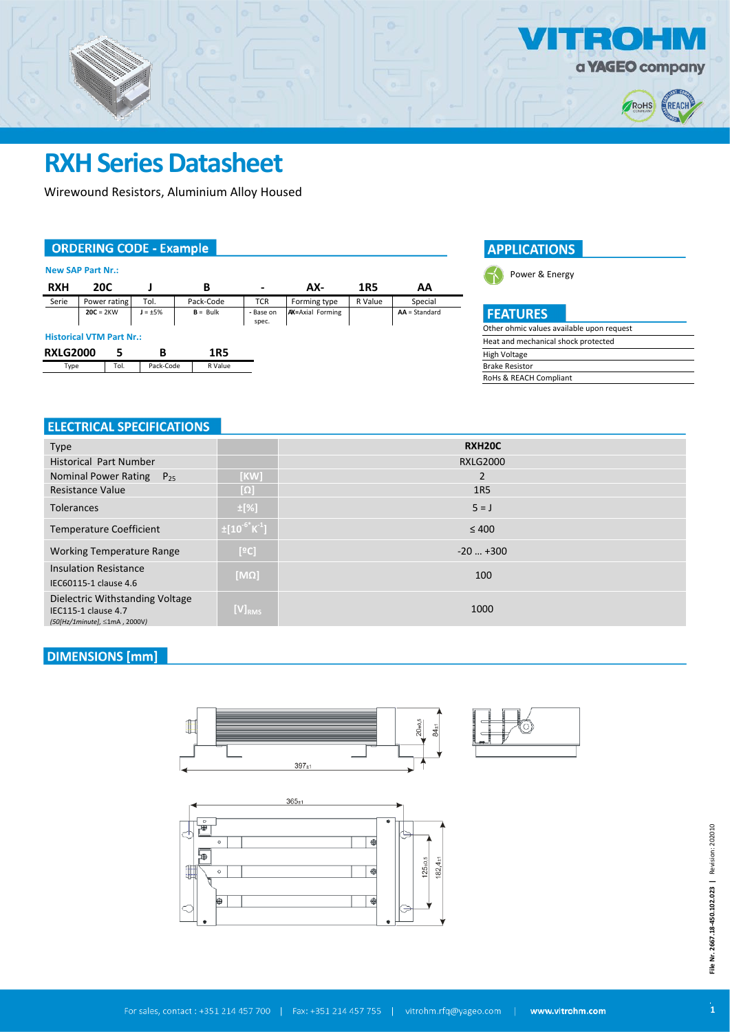# RXH Series Datasheet

Wirewound Resistors, Aluminium Alloy Housed

## ORDERING CODE - Example

**New SAP Part Nr.:**

| RXH | 20C | J | B | - | AX- | 1R5 | AA |
|---|---|---|---|---|---|---|---|
| Serie | Power rating | Tol. | Pack-Code | TCR | Forming type | R Value | Special |
| | **20C** = 2KW | **J** = ±5% | **B** = Bulk | - Base on spec. | **AX**=Axial Forming | | **AA** = Standard |

**Historical VTM Part Nr.:**

| RXLG2000 | 5 | B | 1R5 |
|---|---|---|---|
| Type | Tol. | Pack-Code | R Value |

## APPLICATIONS

- Power & Energy

## FEATURES

- Other ohmic values available upon request
- Heat and mechanical shock protected
- High Voltage
- Brake Resistor
- RoHs & REACH Compliant

## ELECTRICAL SPECIFICATIONS

| Type | | RXH20C |
|---|---|---|
| Historical Part Number | | RXLG2000 |
| Nominal Power Rating $P_{25}$ | [KW] | 2 |
| Resistance Value | [Ω] | 1R5 |
| Tolerances | ±[%] | 5 = J |
| Temperature Coefficient | $\pm[10^{-6}K^{-1}]$ | ≤ 400 |
| Working Temperature Range | [ºC] | -20 … +300 |
| Insulation Resistance<br>IEC60115-1 clause 4.6 | [MΩ] | 100 |
| Dielectric Withstanding Voltage<br>IEC115-1 clause 4.7<br>*(50[Hz/1minute], ≤1mA , 2000V)* | $[V]_{RMS}$ | 1000 |

## DIMENSIONS [mm]

397±1; 20±0,5; 84±1; 365±1; 125±0,5; 182,4±1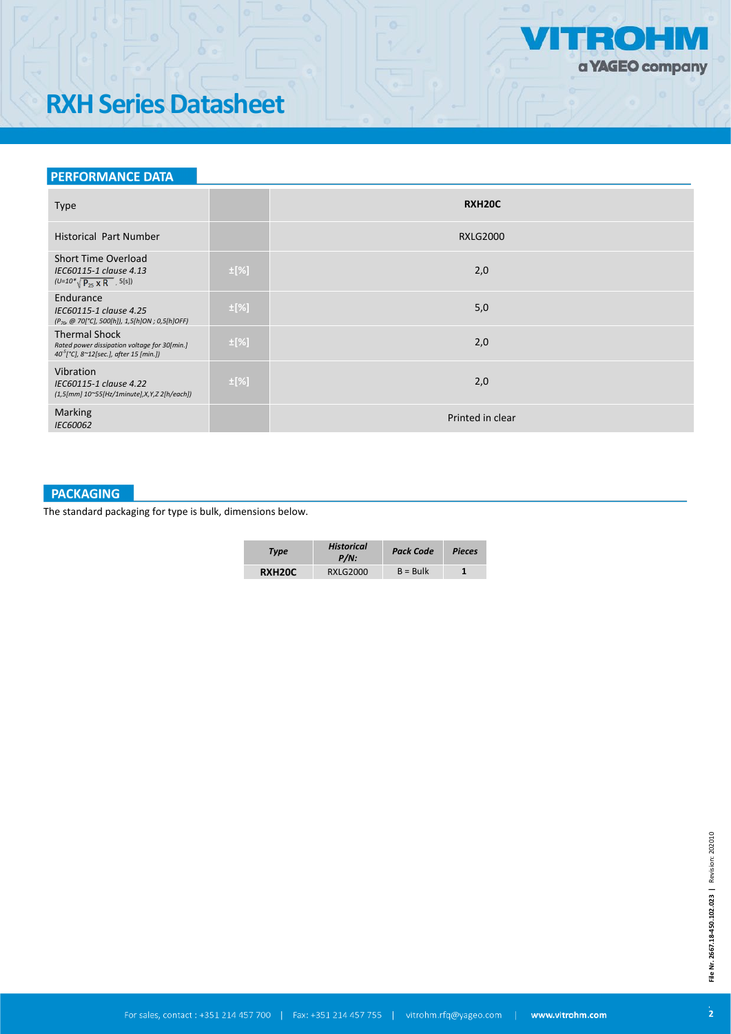# RXH Series Datasheet

## PERFORMANCE DATA

| Type | | RXH20C |
|---|---|---|
| Historical Part Number | | RXLG2000 |
| Short Time Overload<br>*IEC60115-1 clause 4.13*<br>*($U=10*\sqrt{P_{25} \times R}$ , 5[s])* | ±[%] | 2,0 |
| Endurance<br>*IEC60115-1 clause 4.25*<br>*($P_{70}$, @ 70[°C], 500[h]), 1,5[h]ON ; 0,5[h]OFF)* | ±[%] | 5,0 |
| Thermal Shock<br>*Rated power dissipation voltage for 30[min.]*<br>*$40^{-5}$[°C], 8~12[sec.], after 15 [min.])* | ±[%] | 2,0 |
| Vibration<br>*IEC60115-1 clause 4.22*<br>*(1,5[mm] 10~55[Hz/1minute],X,Y,Z 2[h/each])* | ±[%] | 2,0 |
| Marking<br>*IEC60062* | | Printed in clear |

## PACKAGING

The standard packaging for type is bulk, dimensions below.

| *Type* | *Historical P/N:* | *Pack Code* | *Pieces* |
|---|---|---|---|
| **RXH20C** | RXLG2000 | B = Bulk | **1** |

**File Nr. 2667.18-450.102.023** | Revision: 202010

For sales, contact : +351 214 457 700 | Fax: +351 214 457 755 | vitrohm.rfq@yageo.com | **www.vitrohm.com**